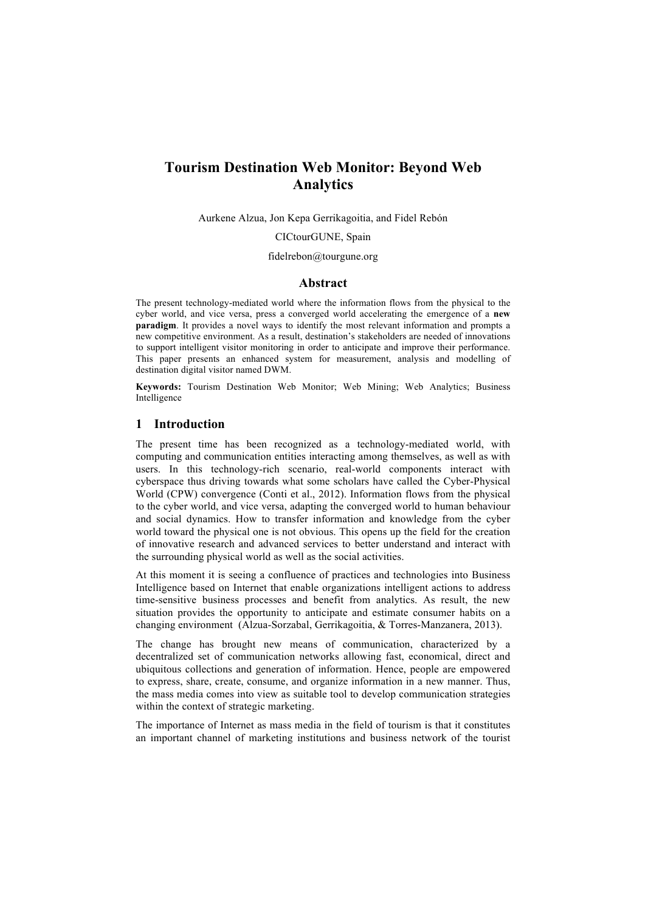# Tourism Destination Web Monitor: Beyond Web Analytics

Aurkene Alzua, Jon Kepa Gerrikagoitia, and Fidel Rebón

CICtourGUNE, Spain

fidelrebon@tourgune.org

## Abstract

The present technology-mediated world where the information flows from the physical to the cyber world, and vice versa, press a converged world accelerating the emergence of a **new paradigm**. It provides a novel ways to identify the most relevant information and prompts a new competitive environment. As a result, destination's stakeholders are needed of innovations to support intelligent visitor monitoring in order to anticipate and improve their performance. This paper presents an enhanced system for measurement, analysis and modelling of destination digital visitor named DWM.

**Keywords:** Tourism Destination Web Monitor; Web Mining; Web Analytics; Business Intelligence

## 1 Introduction

The present time has been recognized as a technology-mediated world, with computing and communication entities interacting among themselves, as well as with users. In this technology-rich scenario, real-world components interact with cyberspace thus driving towards what some scholars have called the Cyber-Physical World (CPW) convergence (Conti et al., 2012). Information flows from the physical to the cyber world, and vice versa, adapting the converged world to human behaviour and social dynamics. How to transfer information and knowledge from the cyber world toward the physical one is not obvious. This opens up the field for the creation of innovative research and advanced services to better understand and interact with the surrounding physical world as well as the social activities.

At this moment it is seeing a confluence of practices and technologies into Business Intelligence based on Internet that enable organizations intelligent actions to address time-sensitive business processes and benefit from analytics. As result, the new situation provides the opportunity to anticipate and estimate consumer habits on a changing environment (Alzua-Sorzabal, Gerrikagoitia, & Torres-Manzanera, 2013).

The change has brought new means of communication, characterized by a decentralized set of communication networks allowing fast, economical, direct and ubiquitous collections and generation of information. Hence, people are empowered to express, share, create, consume, and organize information in a new manner. Thus, the mass media comes into view as suitable tool to develop communication strategies within the context of strategic marketing.

The importance of Internet as mass media in the field of tourism is that it constitutes an important channel of marketing institutions and business network of the tourist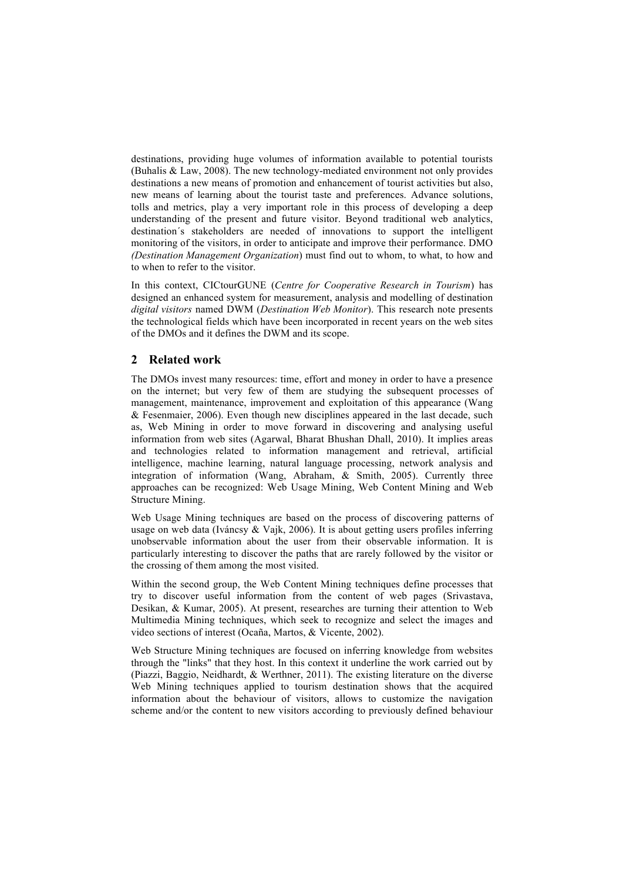destinations, providing huge volumes of information available to potential tourists (Buhalis & Law, 2008). The new technology-mediated environment not only provides destinations a new means of promotion and enhancement of tourist activities but also, new means of learning about the tourist taste and preferences. Advance solutions, tolls and metrics, play a very important role in this process of developing a deep understanding of the present and future visitor. Beyond traditional web analytics, destination´s stakeholders are needed of innovations to support the intelligent monitoring of the visitors, in order to anticipate and improve their performance. DMO *(Destination Management Organization*) must find out to whom, to what, to how and to when to refer to the visitor.

In this context, CICtourGUNE (*Centre for Cooperative Research in Tourism*) has designed an enhanced system for measurement, analysis and modelling of destination *digital visitors* named DWM (*Destination Web Monitor*). This research note presents the technological fields which have been incorporated in recent years on the web sites of the DMOs and it defines the DWM and its scope.

## 2 Related work

The DMOs invest many resources: time, effort and money in order to have a presence on the internet; but very few of them are studying the subsequent processes of management, maintenance, improvement and exploitation of this appearance (Wang & Fesenmaier, 2006). Even though new disciplines appeared in the last decade, such as, Web Mining in order to move forward in discovering and analysing useful information from web sites (Agarwal, Bharat Bhushan Dhall, 2010). It implies areas and technologies related to information management and retrieval, artificial intelligence, machine learning, natural language processing, network analysis and integration of information (Wang, Abraham, & Smith, 2005). Currently three approaches can be recognized: Web Usage Mining, Web Content Mining and Web Structure Mining.

Web Usage Mining techniques are based on the process of discovering patterns of usage on web data (Iváncsy & Vajk, 2006). It is about getting users profiles inferring unobservable information about the user from their observable information. It is particularly interesting to discover the paths that are rarely followed by the visitor or the crossing of them among the most visited.

Within the second group, the Web Content Mining techniques define processes that try to discover useful information from the content of web pages (Srivastava, Desikan, & Kumar, 2005). At present, researches are turning their attention to Web Multimedia Mining techniques, which seek to recognize and select the images and video sections of interest (Ocaña, Martos, & Vicente, 2002).

Web Structure Mining techniques are focused on inferring knowledge from websites through the "links" that they host. In this context it underline the work carried out by (Piazzi, Baggio, Neidhardt, & Werthner, 2011). The existing literature on the diverse Web Mining techniques applied to tourism destination shows that the acquired information about the behaviour of visitors, allows to customize the navigation scheme and/or the content to new visitors according to previously defined behaviour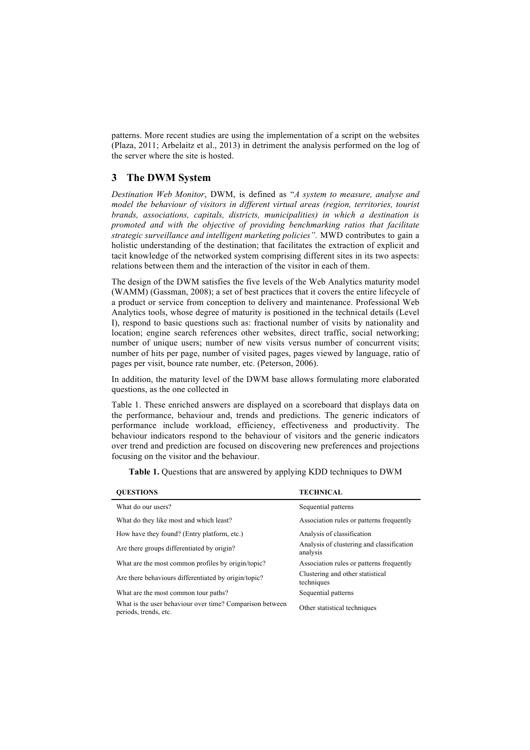patterns. More recent studies are using the implementation of a script on the websites (Plaza, 2011; Arbelaitz et al., 2013) in detriment the analysis performed on the log of the server where the site is hosted.

## 3 The DWM System

*Destination Web Monitor*, DWM, is defined as "*A system to measure, analyse and model the behaviour of visitors in different virtual areas (region, territories, tourist brands, associations, capitals, districts, municipalities) in which a destination is promoted and with the objective of providing benchmarking ratios that facilitate strategic surveillance and intelligent marketing policies".* MWD contributes to gain a holistic understanding of the destination; that facilitates the extraction of explicit and tacit knowledge of the networked system comprising different sites in its two aspects: relations between them and the interaction of the visitor in each of them.

The design of the DWM satisfies the five levels of the Web Analytics maturity model (WAMM) (Gassman, 2008); a set of best practices that it covers the entire lifecycle of a product or service from conception to delivery and maintenance. Professional Web Analytics tools, whose degree of maturity is positioned in the technical details (Level I), respond to basic questions such as: fractional number of visits by nationality and location; engine search references other websites, direct traffic, social networking; number of unique users; number of new visits versus number of concurrent visits; number of hits per page, number of visited pages, pages viewed by language, ratio of pages per visit, bounce rate number, etc. (Peterson, 2006).

In addition, the maturity level of the DWM base allows formulating more elaborated questions, as the one collected in

Table 1. These enriched answers are displayed on a scoreboard that displays data on the performance, behaviour and, trends and predictions. The generic indicators of performance include workload, efficiency, effectiveness and productivity. The behaviour indicators respond to the behaviour of visitors and the generic indicators over trend and prediction are focused on discovering new preferences and projections focusing on the visitor and the behaviour.

**Table 1.** Questions that are answered by applying KDD techniques to DWM

| QUESTIONS | TECHNICAL |
|---|---|
| What do our users? | Sequential patterns |
| What do they like most and which least? | Association rules or patterns frequently |
| How have they found? (Entry platform, etc.) | Analysis of classification |
| Are there groups differentiated by origin? | Analysis of clustering and classification analysis |
| What are the most common profiles by origin/topic? | Association rules or patterns frequently |
| Are there behaviours differentiated by origin/topic? | Clustering and other statistical techniques |
| What are the most common tour paths? | Sequential patterns |
| What is the user behaviour over time? Comparison between periods, trends, etc. | Other statistical techniques |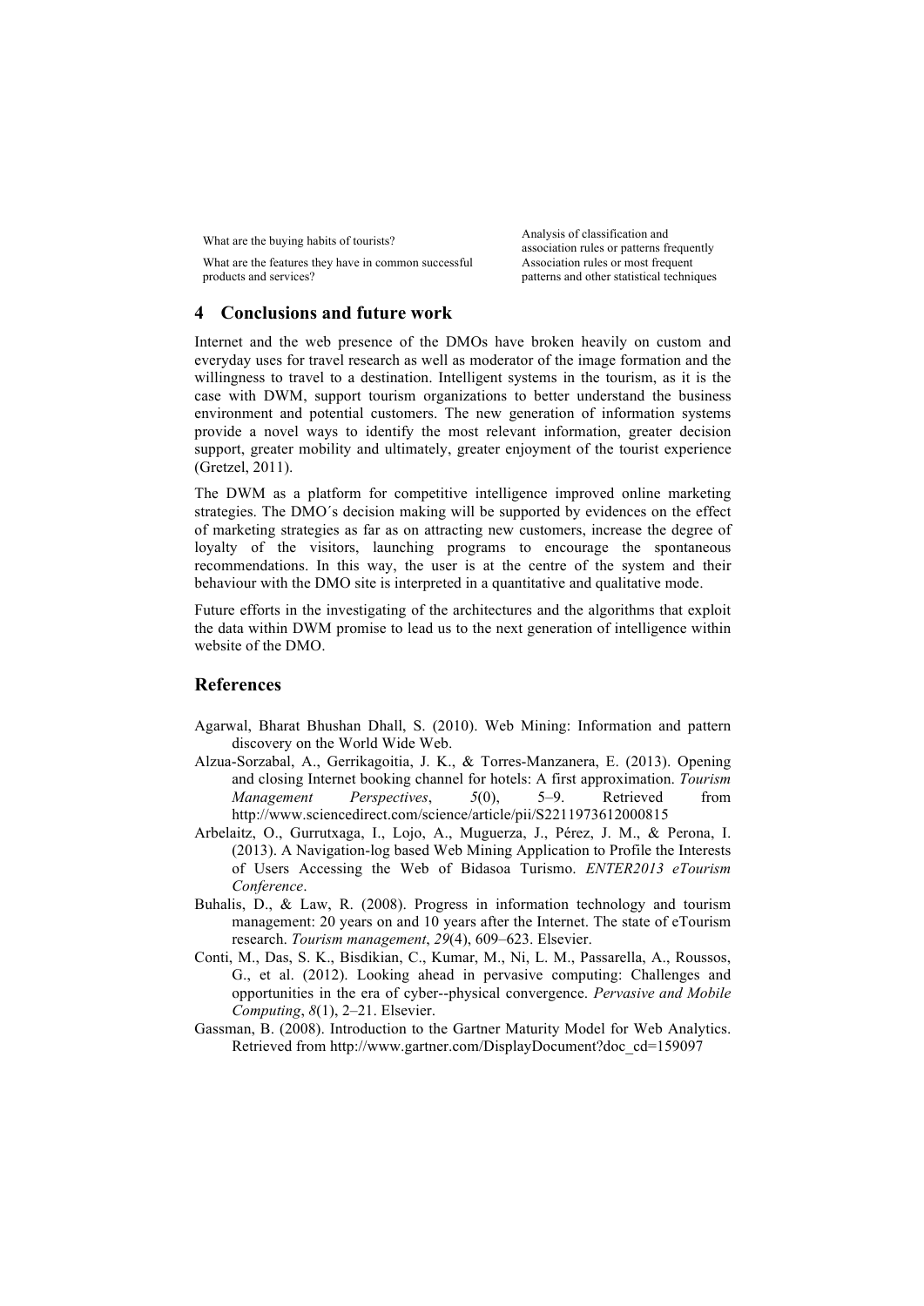| | |
|---|---|
| What are the buying habits of tourists? | Analysis of classification and association rules or patterns frequently |
| What are the features they have in common successful products and services? | Association rules or most frequent patterns and other statistical techniques |

## 4 Conclusions and future work

Internet and the web presence of the DMOs have broken heavily on custom and everyday uses for travel research as well as moderator of the image formation and the willingness to travel to a destination. Intelligent systems in the tourism, as it is the case with DWM, support tourism organizations to better understand the business environment and potential customers. The new generation of information systems provide a novel ways to identify the most relevant information, greater decision support, greater mobility and ultimately, greater enjoyment of the tourist experience (Gretzel, 2011).

The DWM as a platform for competitive intelligence improved online marketing strategies. The DMO´s decision making will be supported by evidences on the effect of marketing strategies as far as on attracting new customers, increase the degree of loyalty of the visitors, launching programs to encourage the spontaneous recommendations. In this way, the user is at the centre of the system and their behaviour with the DMO site is interpreted in a quantitative and qualitative mode.

Future efforts in the investigating of the architectures and the algorithms that exploit the data within DWM promise to lead us to the next generation of intelligence within website of the DMO.

## References

Agarwal, Bharat Bhushan Dhall, S. (2010). Web Mining: Information and pattern discovery on the World Wide Web.

Alzua-Sorzabal, A., Gerrikagoitia, J. K., & Torres-Manzanera, E. (2013). Opening and closing Internet booking channel for hotels: A first approximation. *Tourism Management Perspectives*, *5*(0), 5–9. Retrieved from http://www.sciencedirect.com/science/article/pii/S2211973612000815

Arbelaitz, O., Gurrutxaga, I., Lojo, A., Muguerza, J., Pérez, J. M., & Perona, I. (2013). A Navigation-log based Web Mining Application to Profile the Interests of Users Accessing the Web of Bidasoa Turismo. *ENTER2013 eTourism Conference*.

Buhalis, D., & Law, R. (2008). Progress in information technology and tourism management: 20 years on and 10 years after the Internet. The state of eTourism research. *Tourism management*, *29*(4), 609–623. Elsevier.

Conti, M., Das, S. K., Bisdikian, C., Kumar, M., Ni, L. M., Passarella, A., Roussos, G., et al. (2012). Looking ahead in pervasive computing: Challenges and opportunities in the era of cyber--physical convergence. *Pervasive and Mobile Computing*, *8*(1), 2–21. Elsevier.

Gassman, B. (2008). Introduction to the Gartner Maturity Model for Web Analytics. Retrieved from http://www.gartner.com/DisplayDocument?doc_cd=159097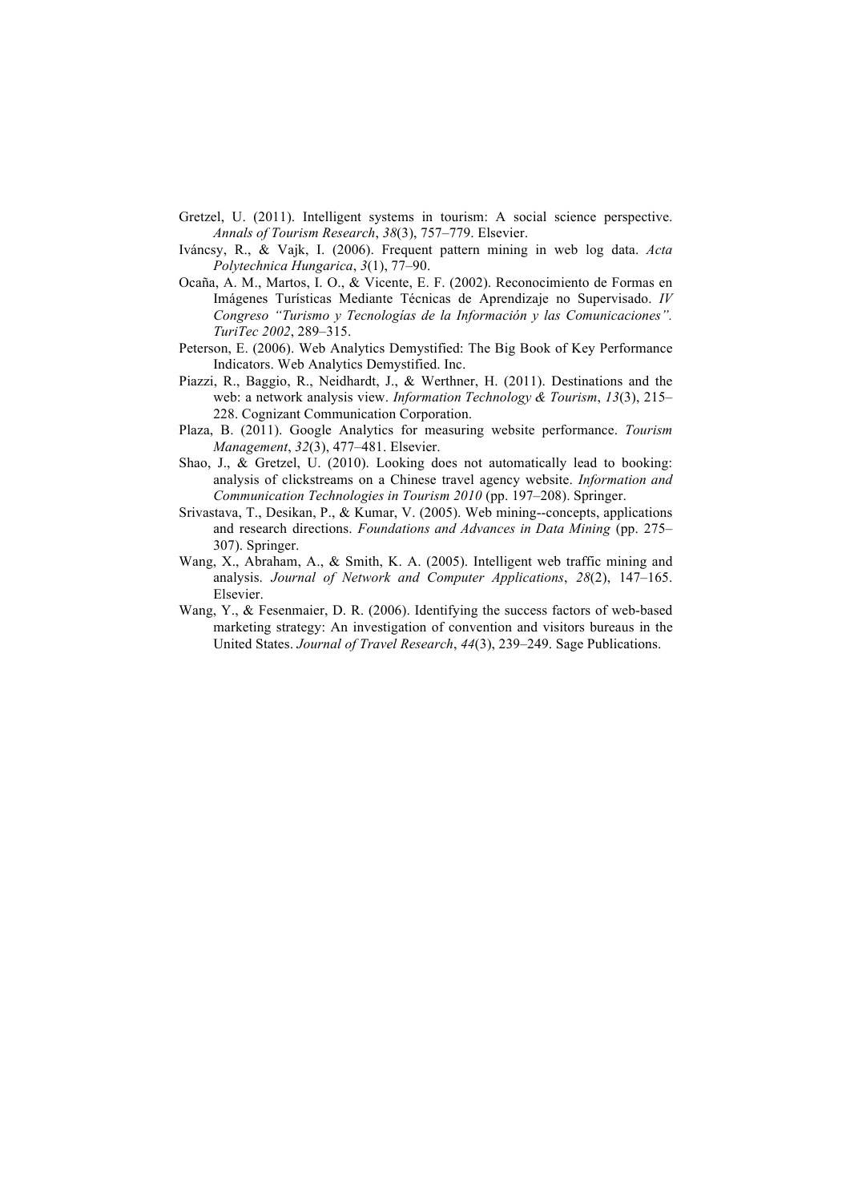Gretzel, U. (2011). Intelligent systems in tourism: A social science perspective. *Annals of Tourism Research*, *38*(3), 757–779. Elsevier.

Iváncsy, R., & Vajk, I. (2006). Frequent pattern mining in web log data. *Acta Polytechnica Hungarica*, *3*(1), 77–90.

Ocaña, A. M., Martos, I. O., & Vicente, E. F. (2002). Reconocimiento de Formas en Imágenes Turísticas Mediante Técnicas de Aprendizaje no Supervisado. *IV Congreso "Turismo y Tecnologías de la Información y las Comunicaciones". TuriTec 2002*, 289–315.

Peterson, E. (2006). Web Analytics Demystified: The Big Book of Key Performance Indicators. Web Analytics Demystified. Inc.

Piazzi, R., Baggio, R., Neidhardt, J., & Werthner, H. (2011). Destinations and the web: a network analysis view. *Information Technology & Tourism*, *13*(3), 215–228. Cognizant Communication Corporation.

Plaza, B. (2011). Google Analytics for measuring website performance. *Tourism Management*, *32*(3), 477–481. Elsevier.

Shao, J., & Gretzel, U. (2010). Looking does not automatically lead to booking: analysis of clickstreams on a Chinese travel agency website. *Information and Communication Technologies in Tourism 2010* (pp. 197–208). Springer.

Srivastava, T., Desikan, P., & Kumar, V. (2005). Web mining--concepts, applications and research directions. *Foundations and Advances in Data Mining* (pp. 275–307). Springer.

Wang, X., Abraham, A., & Smith, K. A. (2005). Intelligent web traffic mining and analysis. *Journal of Network and Computer Applications*, *28*(2), 147–165. Elsevier.

Wang, Y., & Fesenmaier, D. R. (2006). Identifying the success factors of web-based marketing strategy: An investigation of convention and visitors bureaus in the United States. *Journal of Travel Research*, *44*(3), 239–249. Sage Publications.